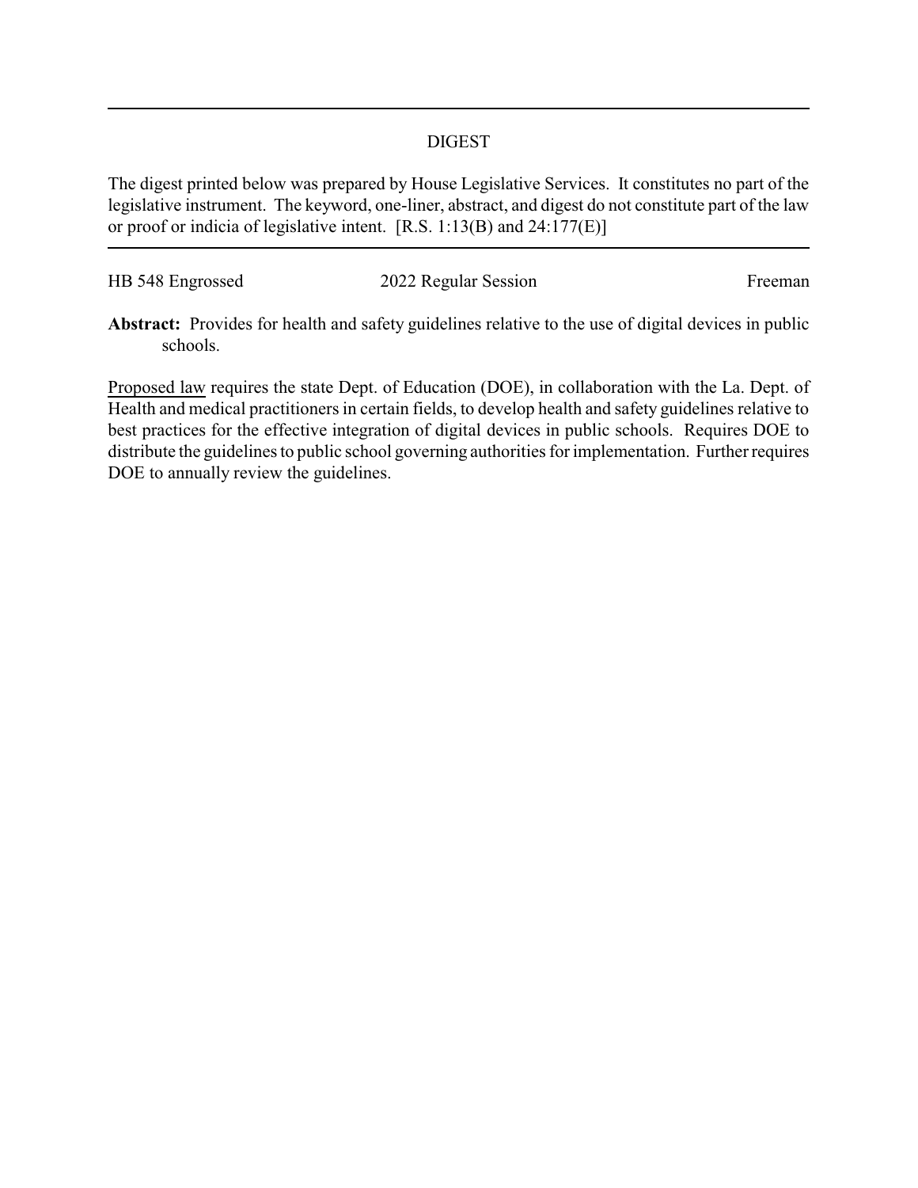## DIGEST

The digest printed below was prepared by House Legislative Services. It constitutes no part of the legislative instrument. The keyword, one-liner, abstract, and digest do not constitute part of the law or proof or indicia of legislative intent. [R.S. 1:13(B) and 24:177(E)]

HB 548 Engrossed — 2022 Regular Session — Freeman

**Abstract:** Provides for health and safety guidelines relative to the use of digital devices in public schools.

Proposed law requires the state Dept. of Education (DOE), in collaboration with the La. Dept. of Health and medical practitioners in certain fields, to develop health and safety guidelines relative to best practices for the effective integration of digital devices in public schools. Requires DOE to distribute the guidelines to public school governing authorities for implementation. Further requires DOE to annually review the guidelines.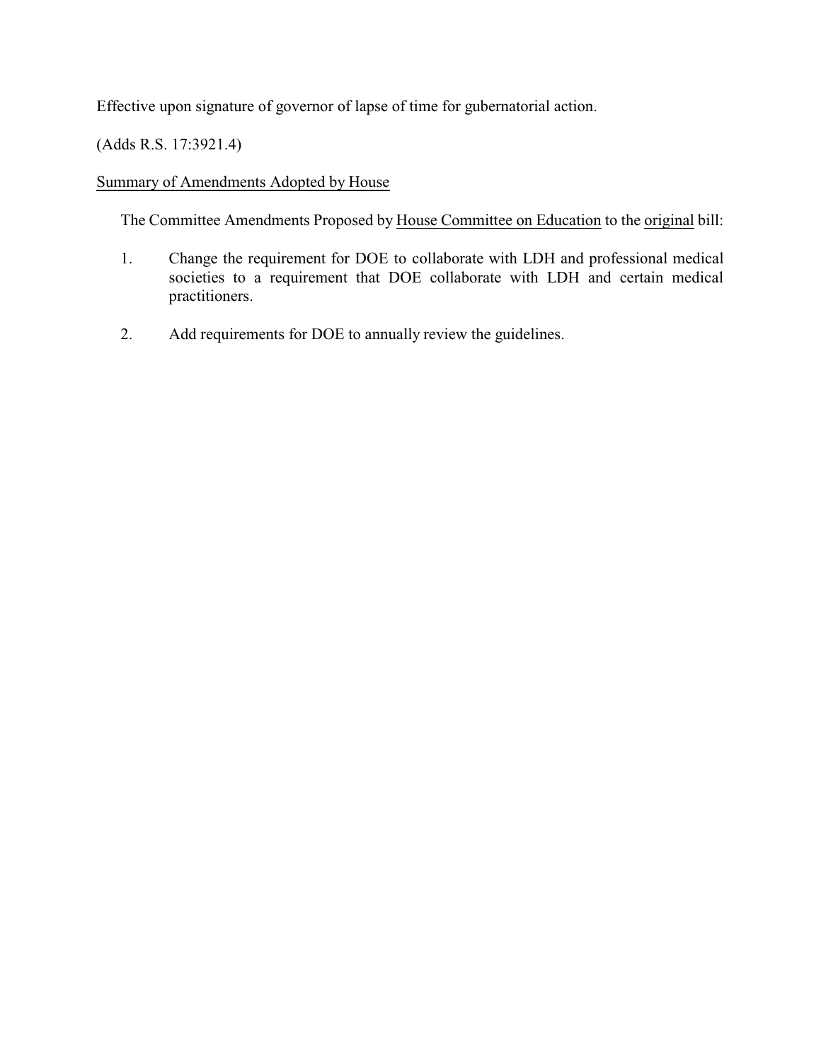Effective upon signature of governor of lapse of time for gubernatorial action.

(Adds R.S. 17:3921.4)

<u>Summary of Amendments Adopted by House</u>

The Committee Amendments Proposed by <u>House Committee on Education</u> to the <u>original</u> bill:

1. Change the requirement for DOE to collaborate with LDH and professional medical societies to a requirement that DOE collaborate with LDH and certain medical practitioners.

2. Add requirements for DOE to annually review the guidelines.